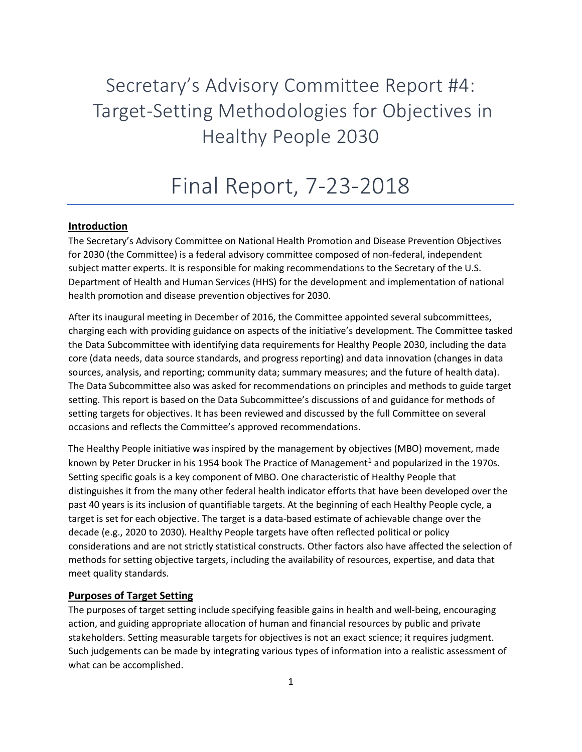# Secretary's Advisory Committee Report #4: Target-Setting Methodologies for Objectives in Healthy People 2030

# Final Report, 7-23-2018

## Introduction

The Secretary's Advisory Committee on National Health Promotion and Disease Prevention Objectives for 2030 (the Committee) is a federal advisory committee composed of non-federal, independent subject matter experts. It is responsible for making recommendations to the Secretary of the U.S. Department of Health and Human Services (HHS) for the development and implementation of national health promotion and disease prevention objectives for 2030.

After its inaugural meeting in December of 2016, the Committee appointed several subcommittees, charging each with providing guidance on aspects of the initiative's development. The Committee tasked the Data Subcommittee with identifying data requirements for Healthy People 2030, including the data core (data needs, data source standards, and progress reporting) and data innovation (changes in data sources, analysis, and reporting; community data; summary measures; and the future of health data). The Data Subcommittee also was asked for recommendations on principles and methods to guide target setting. This report is based on the Data Subcommittee's discussions of and guidance for methods of setting targets for objectives. It has been reviewed and discussed by the full Committee on several occasions and reflects the Committee's approved recommendations.

The Healthy People initiative was inspired by the management by objectives (MBO) movement, made known by Peter Drucker in his 1954 book The Practice of Management[1] and popularized in the 1970s. Setting specific goals is a key component of MBO. One characteristic of Healthy People that distinguishes it from the many other federal health indicator efforts that have been developed over the past 40 years is its inclusion of quantifiable targets. At the beginning of each Healthy People cycle, a target is set for each objective. The target is a data-based estimate of achievable change over the decade (e.g., 2020 to 2030). Healthy People targets have often reflected political or policy considerations and are not strictly statistical constructs. Other factors also have affected the selection of methods for setting objective targets, including the availability of resources, expertise, and data that meet quality standards.

## Purposes of Target Setting

The purposes of target setting include specifying feasible gains in health and well-being, encouraging action, and guiding appropriate allocation of human and financial resources by public and private stakeholders. Setting measurable targets for objectives is not an exact science; it requires judgment. Such judgements can be made by integrating various types of information into a realistic assessment of what can be accomplished.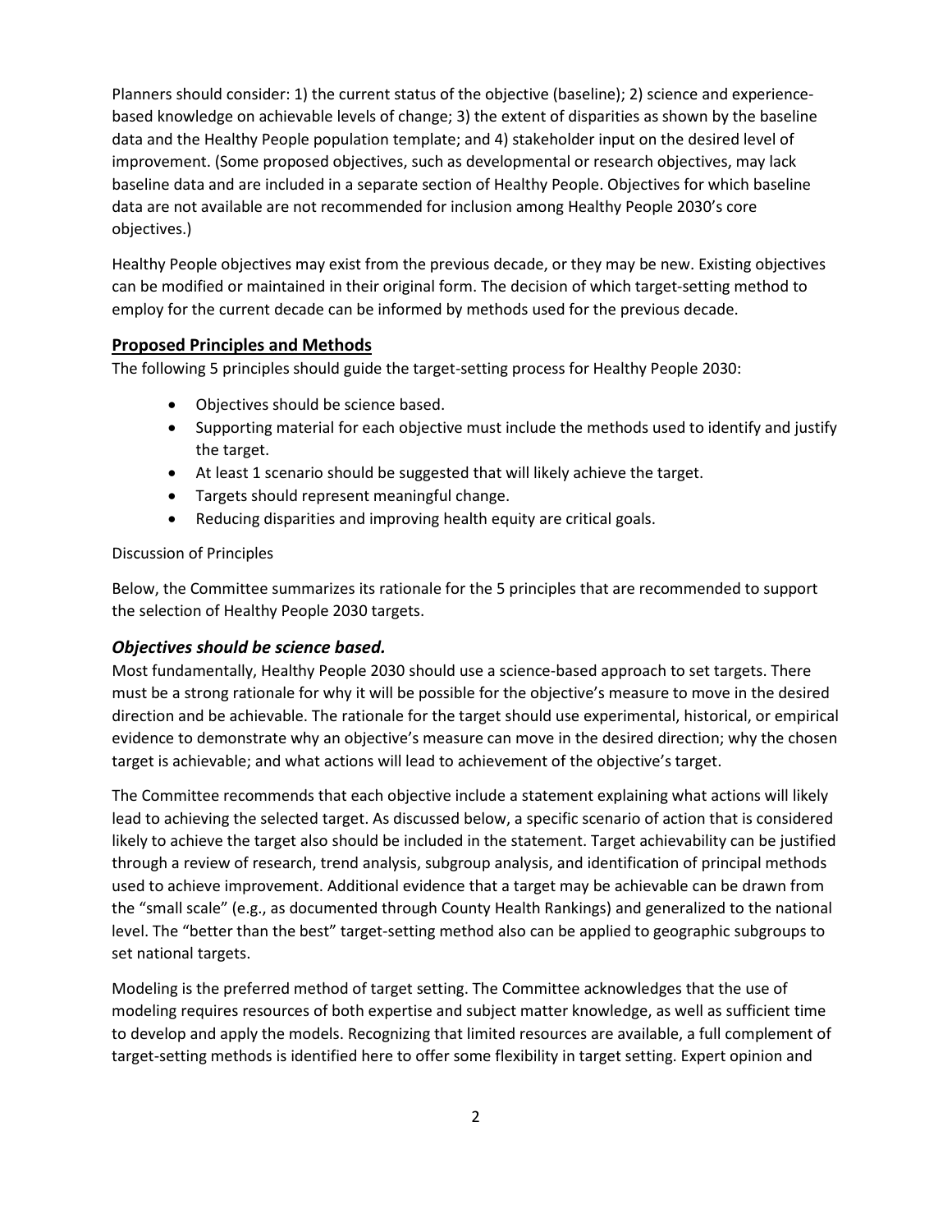Planners should consider: 1) the current status of the objective (baseline); 2) science and experience-based knowledge on achievable levels of change; 3) the extent of disparities as shown by the baseline data and the Healthy People population template; and 4) stakeholder input on the desired level of improvement. (Some proposed objectives, such as developmental or research objectives, may lack baseline data and are included in a separate section of Healthy People. Objectives for which baseline data are not available are not recommended for inclusion among Healthy People 2030's core objectives.)

Healthy People objectives may exist from the previous decade, or they may be new. Existing objectives can be modified or maintained in their original form. The decision of which target-setting method to employ for the current decade can be informed by methods used for the previous decade.

## Proposed Principles and Methods

The following 5 principles should guide the target-setting process for Healthy People 2030:

- Objectives should be science based.
- Supporting material for each objective must include the methods used to identify and justify the target.
- At least 1 scenario should be suggested that will likely achieve the target.
- Targets should represent meaningful change.
- Reducing disparities and improving health equity are critical goals.

Discussion of Principles

Below, the Committee summarizes its rationale for the 5 principles that are recommended to support the selection of Healthy People 2030 targets.

### *Objectives should be science based.*

Most fundamentally, Healthy People 2030 should use a science-based approach to set targets. There must be a strong rationale for why it will be possible for the objective's measure to move in the desired direction and be achievable. The rationale for the target should use experimental, historical, or empirical evidence to demonstrate why an objective's measure can move in the desired direction; why the chosen target is achievable; and what actions will lead to achievement of the objective's target.

The Committee recommends that each objective include a statement explaining what actions will likely lead to achieving the selected target. As discussed below, a specific scenario of action that is considered likely to achieve the target also should be included in the statement. Target achievability can be justified through a review of research, trend analysis, subgroup analysis, and identification of principal methods used to achieve improvement. Additional evidence that a target may be achievable can be drawn from the "small scale" (e.g., as documented through County Health Rankings) and generalized to the national level. The "better than the best" target-setting method also can be applied to geographic subgroups to set national targets.

Modeling is the preferred method of target setting. The Committee acknowledges that the use of modeling requires resources of both expertise and subject matter knowledge, as well as sufficient time to develop and apply the models. Recognizing that limited resources are available, a full complement of target-setting methods is identified here to offer some flexibility in target setting. Expert opinion and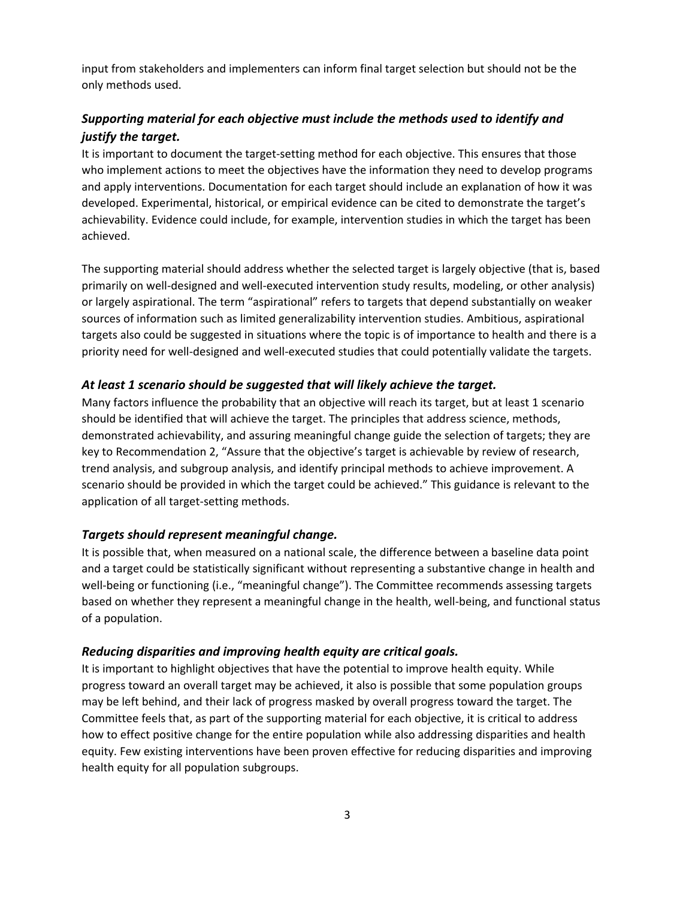input from stakeholders and implementers can inform final target selection but should not be the only methods used.

### *Supporting material for each objective must include the methods used to identify and justify the target.*

It is important to document the target-setting method for each objective. This ensures that those who implement actions to meet the objectives have the information they need to develop programs and apply interventions. Documentation for each target should include an explanation of how it was developed. Experimental, historical, or empirical evidence can be cited to demonstrate the target's achievability. Evidence could include, for example, intervention studies in which the target has been achieved.

The supporting material should address whether the selected target is largely objective (that is, based primarily on well-designed and well-executed intervention study results, modeling, or other analysis) or largely aspirational. The term "aspirational" refers to targets that depend substantially on weaker sources of information such as limited generalizability intervention studies. Ambitious, aspirational targets also could be suggested in situations where the topic is of importance to health and there is a priority need for well-designed and well-executed studies that could potentially validate the targets.

### *At least 1 scenario should be suggested that will likely achieve the target.*

Many factors influence the probability that an objective will reach its target, but at least 1 scenario should be identified that will achieve the target. The principles that address science, methods, demonstrated achievability, and assuring meaningful change guide the selection of targets; they are key to Recommendation 2, "Assure that the objective's target is achievable by review of research, trend analysis, and subgroup analysis, and identify principal methods to achieve improvement. A scenario should be provided in which the target could be achieved." This guidance is relevant to the application of all target-setting methods.

### *Targets should represent meaningful change.*

It is possible that, when measured on a national scale, the difference between a baseline data point and a target could be statistically significant without representing a substantive change in health and well-being or functioning (i.e., "meaningful change"). The Committee recommends assessing targets based on whether they represent a meaningful change in the health, well-being, and functional status of a population.

### *Reducing disparities and improving health equity are critical goals.*

It is important to highlight objectives that have the potential to improve health equity. While progress toward an overall target may be achieved, it also is possible that some population groups may be left behind, and their lack of progress masked by overall progress toward the target. The Committee feels that, as part of the supporting material for each objective, it is critical to address how to effect positive change for the entire population while also addressing disparities and health equity. Few existing interventions have been proven effective for reducing disparities and improving health equity for all population subgroups.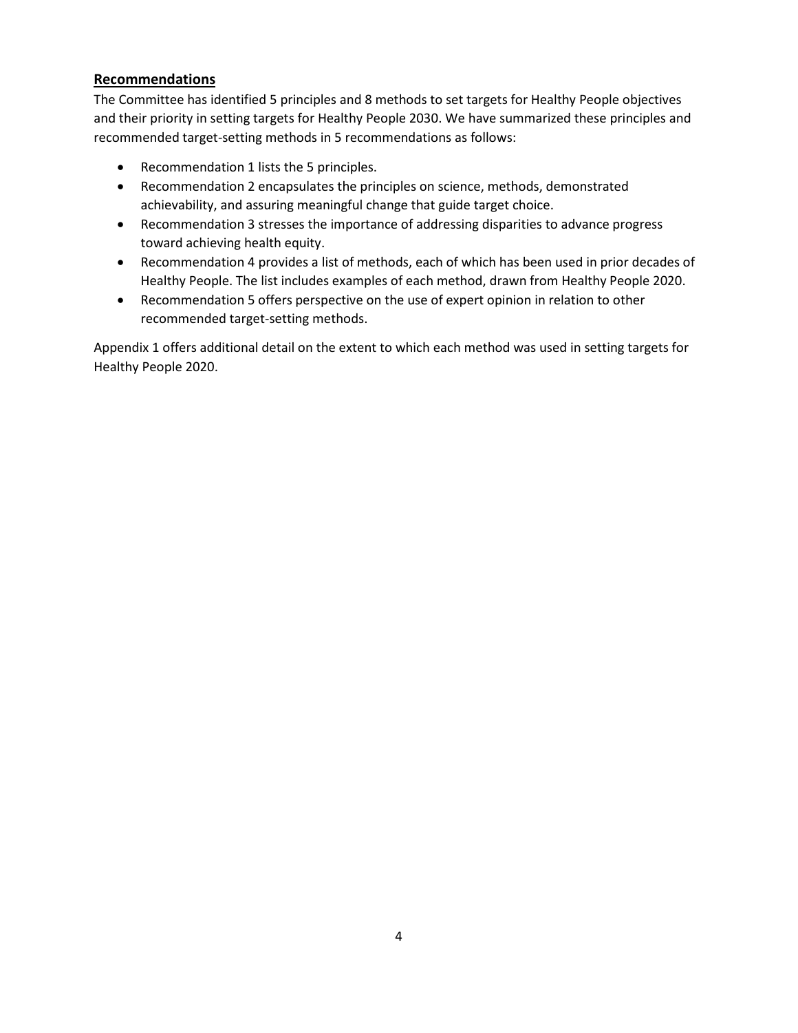## **Recommendations**

The Committee has identified 5 principles and 8 methods to set targets for Healthy People objectives and their priority in setting targets for Healthy People 2030. We have summarized these principles and recommended target-setting methods in 5 recommendations as follows:

- Recommendation 1 lists the 5 principles.
- Recommendation 2 encapsulates the principles on science, methods, demonstrated achievability, and assuring meaningful change that guide target choice.
- Recommendation 3 stresses the importance of addressing disparities to advance progress toward achieving health equity.
- Recommendation 4 provides a list of methods, each of which has been used in prior decades of Healthy People. The list includes examples of each method, drawn from Healthy People 2020.
- Recommendation 5 offers perspective on the use of expert opinion in relation to other recommended target-setting methods.

Appendix 1 offers additional detail on the extent to which each method was used in setting targets for Healthy People 2020.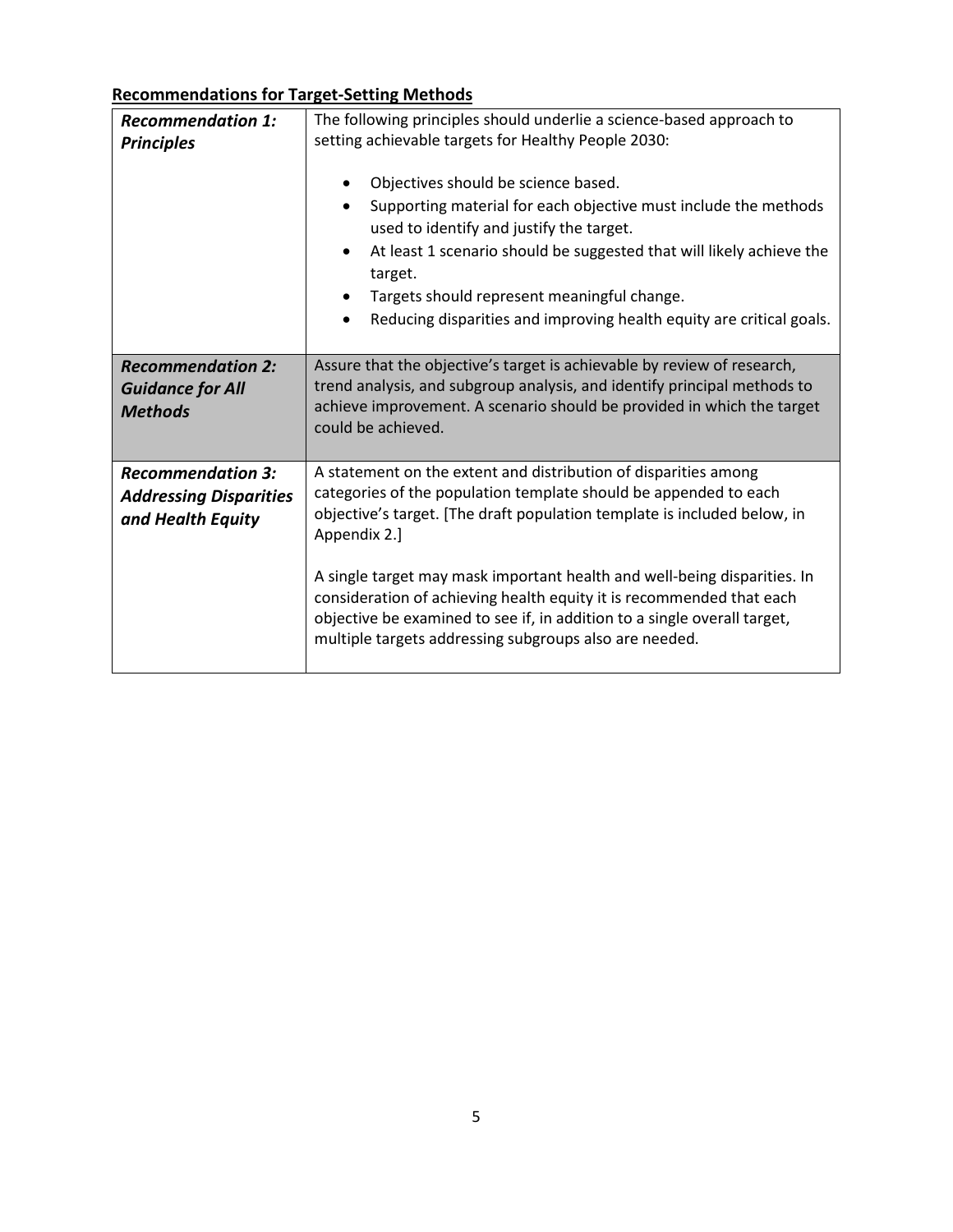## Recommendations for Target-Setting Methods

| | |
|---|---|
| ***Recommendation 1: Principles*** | The following principles should underlie a science-based approach to setting achievable targets for Healthy People 2030:<br><br>• Objectives should be science based.<br>• Supporting material for each objective must include the methods used to identify and justify the target.<br>• At least 1 scenario should be suggested that will likely achieve the target.<br>• Targets should represent meaningful change.<br>• Reducing disparities and improving health equity are critical goals. |
| ***Recommendation 2: Guidance for All Methods*** | Assure that the objective's target is achievable by review of research, trend analysis, and subgroup analysis, and identify principal methods to achieve improvement. A scenario should be provided in which the target could be achieved. |
| ***Recommendation 3: Addressing Disparities and Health Equity*** | A statement on the extent and distribution of disparities among categories of the population template should be appended to each objective's target. [The draft population template is included below, in Appendix 2.]<br><br>A single target may mask important health and well-being disparities. In consideration of achieving health equity it is recommended that each objective be examined to see if, in addition to a single overall target, multiple targets addressing subgroups also are needed. |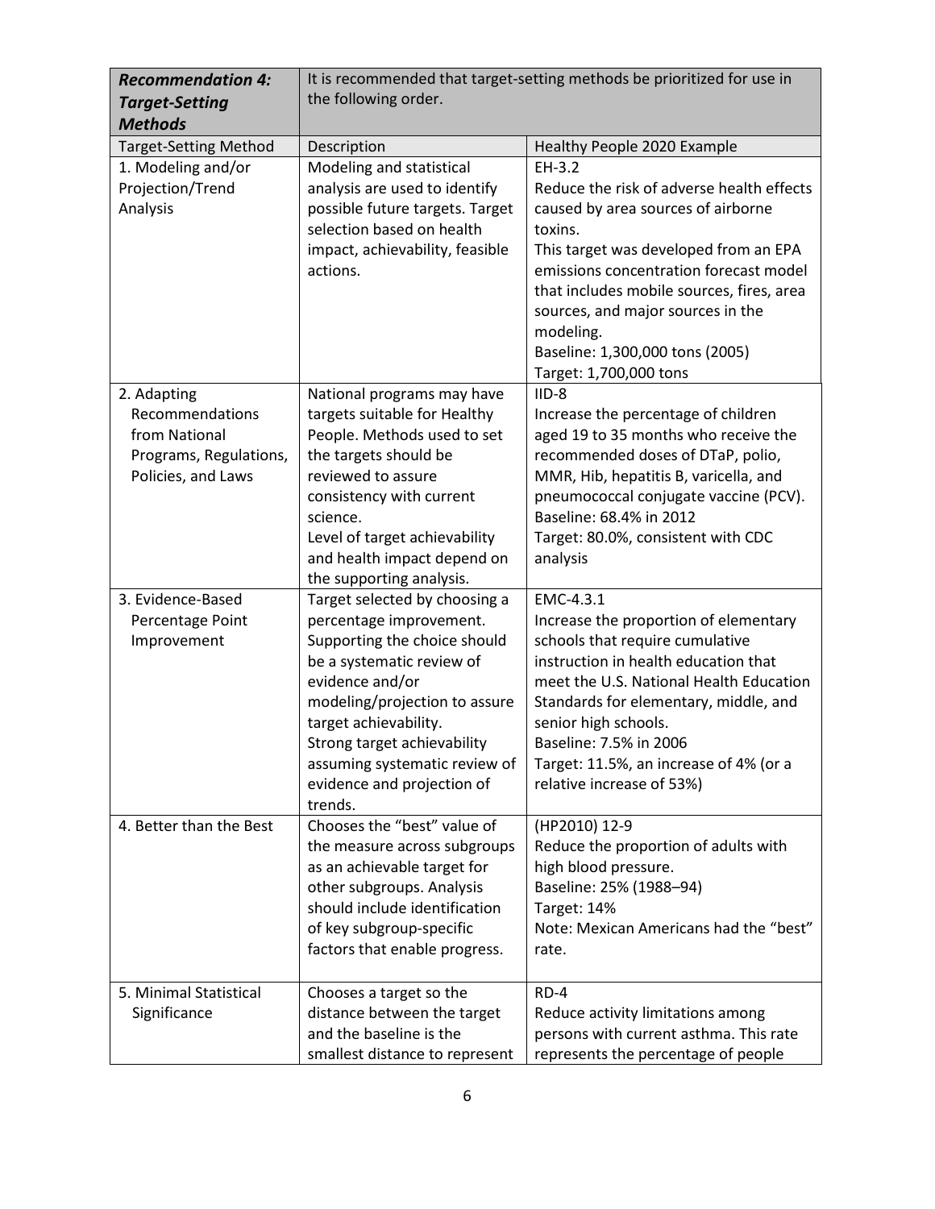| ***Recommendation 4: Target-Setting Methods*** | It is recommended that target-setting methods be prioritized for use in the following order. | |
|---|---|---|
| Target-Setting Method | Description | Healthy People 2020 Example |
| 1. Modeling and/or Projection/Trend Analysis | Modeling and statistical analysis are used to identify possible future targets. Target selection based on health impact, achievability, feasible actions. | EH-3.2<br>Reduce the risk of adverse health effects caused by area sources of airborne toxins.<br>This target was developed from an EPA emissions concentration forecast model that includes mobile sources, fires, area sources, and major sources in the modeling.<br>Baseline: 1,300,000 tons (2005)<br>Target: 1,700,000 tons |
| 2. Adapting Recommendations from National Programs, Regulations, Policies, and Laws | National programs may have targets suitable for Healthy People. Methods used to set the targets should be reviewed to assure consistency with current science.<br>Level of target achievability and health impact depend on the supporting analysis. | IID-8<br>Increase the percentage of children aged 19 to 35 months who receive the recommended doses of DTaP, polio, MMR, Hib, hepatitis B, varicella, and pneumococcal conjugate vaccine (PCV).<br>Baseline: 68.4% in 2012<br>Target: 80.0%, consistent with CDC analysis |
| 3. Evidence-Based Percentage Point Improvement | Target selected by choosing a percentage improvement. Supporting the choice should be a systematic review of evidence and/or modeling/projection to assure target achievability.<br>Strong target achievability assuming systematic review of evidence and projection of trends. | EMC-4.3.1<br>Increase the proportion of elementary schools that require cumulative instruction in health education that meet the U.S. National Health Education Standards for elementary, middle, and senior high schools.<br>Baseline: 7.5% in 2006<br>Target: 11.5%, an increase of 4% (or a relative increase of 53%) |
| 4. Better than the Best | Chooses the "best" value of the measure across subgroups as an achievable target for other subgroups. Analysis should include identification of key subgroup-specific factors that enable progress. | (HP2010) 12-9<br>Reduce the proportion of adults with high blood pressure.<br>Baseline: 25% (1988–94)<br>Target: 14%<br>Note: Mexican Americans had the "best" rate. |
| 5. Minimal Statistical Significance | Chooses a target so the distance between the target and the baseline is the smallest distance to represent | RD-4<br>Reduce activity limitations among persons with current asthma. This rate represents the percentage of people |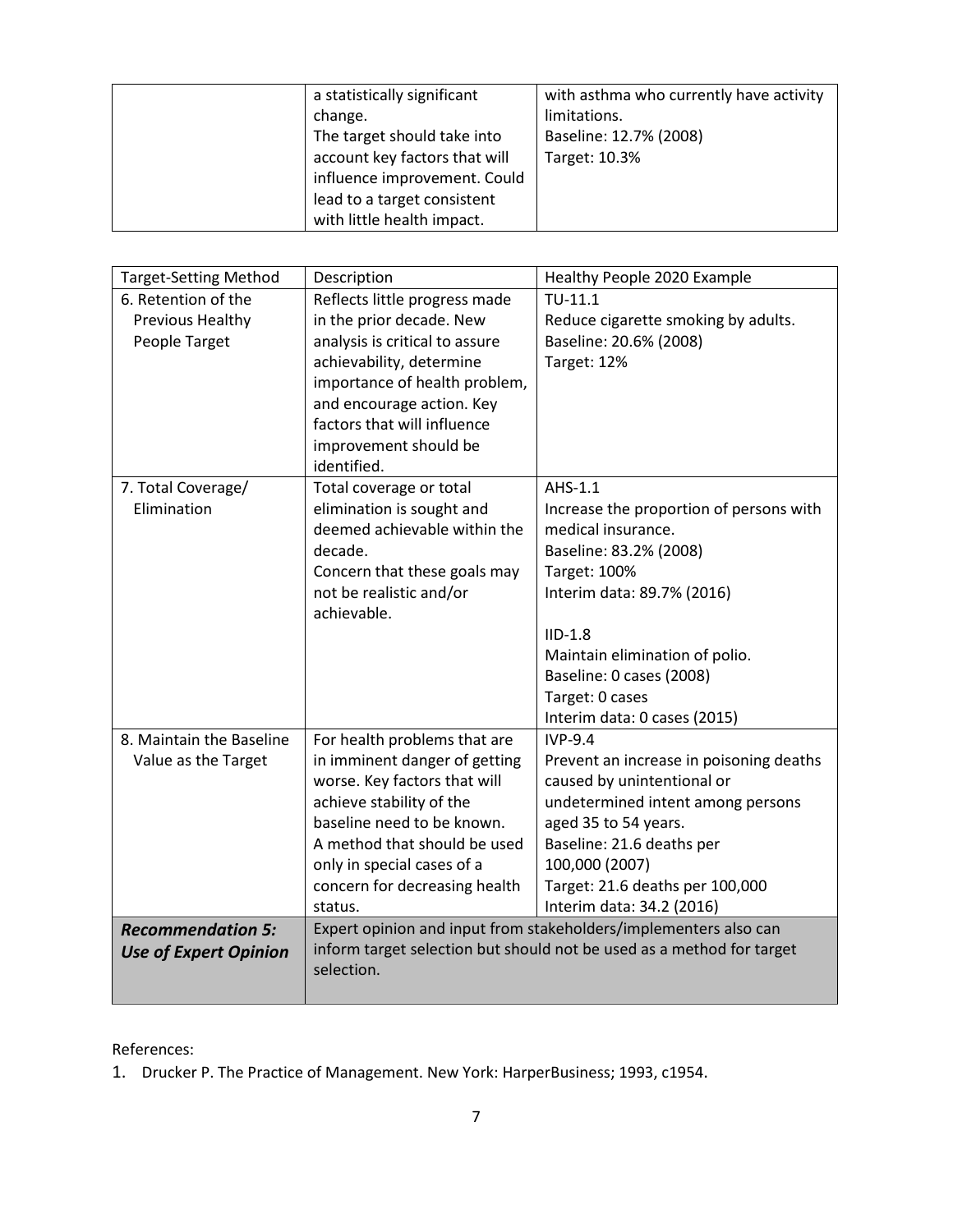| | | |
|---|---|---|
| | a statistically significant change. The target should take into account key factors that will influence improvement. Could lead to a target consistent with little health impact. | with asthma who currently have activity limitations. Baseline: 12.7% (2008) Target: 10.3% |

| Target-Setting Method | Description | Healthy People 2020 Example |
|---|---|---|
| 6. Retention of the Previous Healthy People Target | Reflects little progress made in the prior decade. New analysis is critical to assure achievability, determine importance of health problem, and encourage action. Key factors that will influence improvement should be identified. | TU-11.1 Reduce cigarette smoking by adults. Baseline: 20.6% (2008) Target: 12% |
| 7. Total Coverage/ Elimination | Total coverage or total elimination is sought and deemed achievable within the decade. Concern that these goals may not be realistic and/or achievable. | AHS-1.1 Increase the proportion of persons with medical insurance. Baseline: 83.2% (2008) Target: 100% Interim data: 89.7% (2016)<br><br>IID-1.8 Maintain elimination of polio. Baseline: 0 cases (2008) Target: 0 cases Interim data: 0 cases (2015) |
| 8. Maintain the Baseline Value as the Target | For health problems that are in imminent danger of getting worse. Key factors that will achieve stability of the baseline need to be known. A method that should be used only in special cases of a concern for decreasing health status. | IVP-9.4 Prevent an increase in poisoning deaths caused by unintentional or undetermined intent among persons aged 35 to 54 years. Baseline: 21.6 deaths per 100,000 (2007) Target: 21.6 deaths per 100,000 Interim data: 34.2 (2016) |
| ***Recommendation 5: Use of Expert Opinion*** | Expert opinion and input from stakeholders/implementers also can inform target selection but should not be used as a method for target selection. | |

References:

1. Drucker P. The Practice of Management. New York: HarperBusiness; 1993, c1954.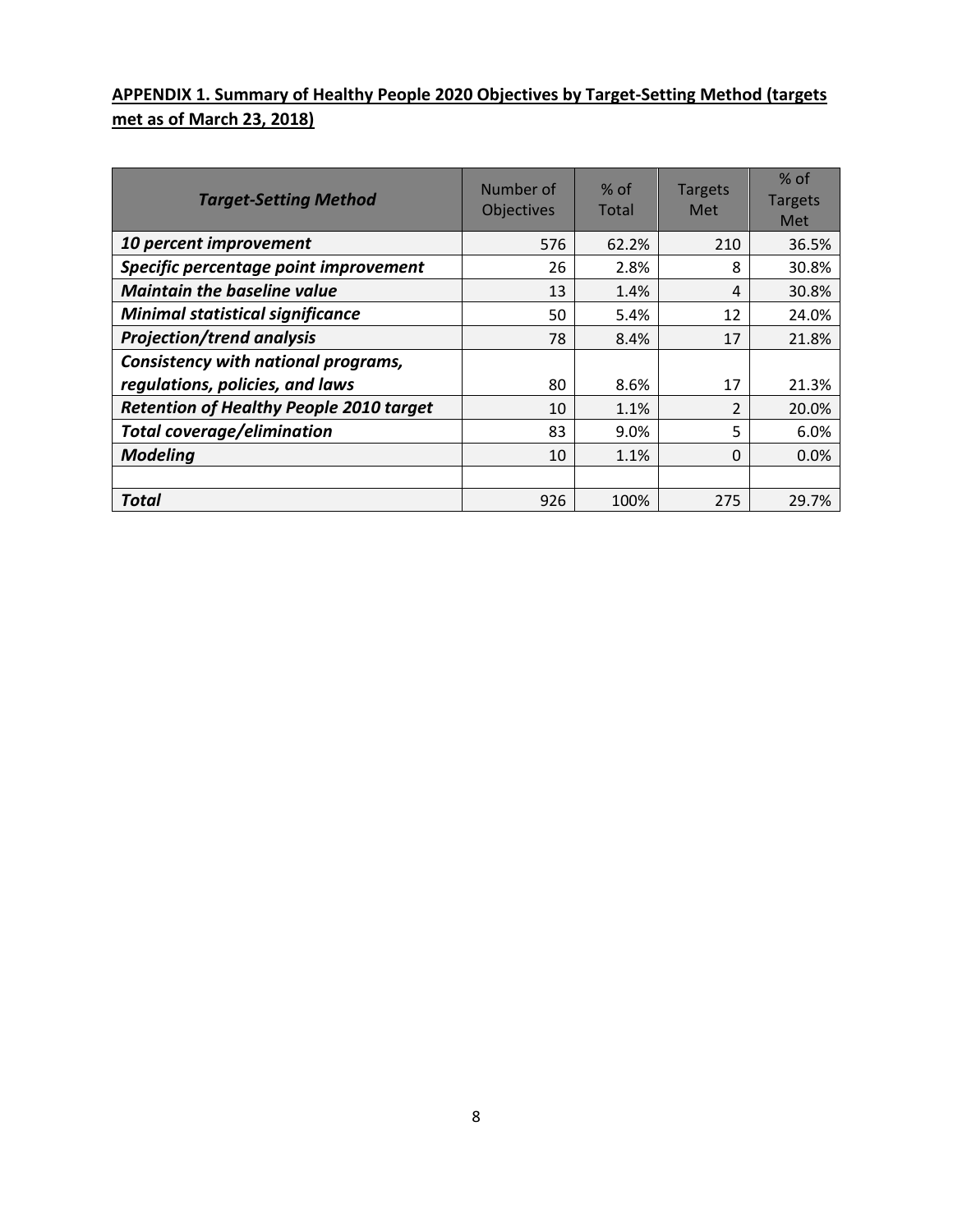**APPENDIX 1. Summary of Healthy People 2020 Objectives by Target-Setting Method (targets met as of March 23, 2018)**

| *Target-Setting Method* | Number of Objectives | % of Total | Targets Met | % of Targets Met |
|---|---|---|---|---|
| ***10 percent improvement*** | 576 | 62.2% | 210 | 36.5% |
| ***Specific percentage point improvement*** | 26 | 2.8% | 8 | 30.8% |
| ***Maintain the baseline value*** | 13 | 1.4% | 4 | 30.8% |
| ***Minimal statistical significance*** | 50 | 5.4% | 12 | 24.0% |
| ***Projection/trend analysis*** | 78 | 8.4% | 17 | 21.8% |
| ***Consistency with national programs, regulations, policies, and laws*** | 80 | 8.6% | 17 | 21.3% |
| ***Retention of Healthy People 2010 target*** | 10 | 1.1% | 2 | 20.0% |
| ***Total coverage/elimination*** | 83 | 9.0% | 5 | 6.0% |
| ***Modeling*** | 10 | 1.1% | 0 | 0.0% |
| | | | | |
| ***Total*** | 926 | 100% | 275 | 29.7% |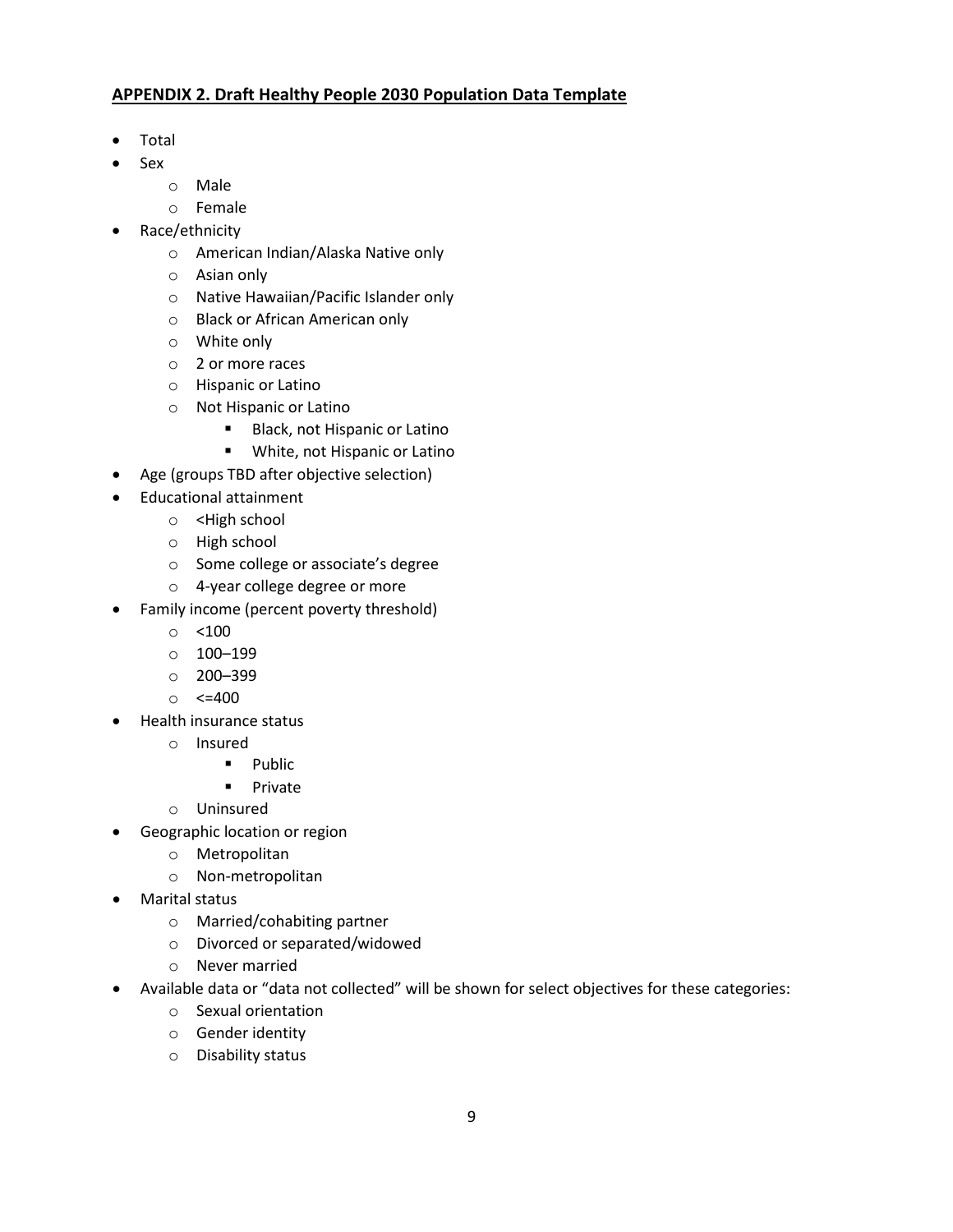## APPENDIX 2. Draft Healthy People 2030 Population Data Template

- Total
- Sex
  - Male
  - Female
- Race/ethnicity
  - American Indian/Alaska Native only
  - Asian only
  - Native Hawaiian/Pacific Islander only
  - Black or African American only
  - White only
  - 2 or more races
  - Hispanic or Latino
  - Not Hispanic or Latino
    - Black, not Hispanic or Latino
    - White, not Hispanic or Latino
- Age (groups TBD after objective selection)
- Educational attainment
  - <High school
  - High school
  - Some college or associate's degree
  - 4-year college degree or more
- Family income (percent poverty threshold)
  - <100
  - 100–199
  - 200–399
  - <=400
- Health insurance status
  - Insured
    - Public
    - Private
  - Uninsured
- Geographic location or region
  - Metropolitan
  - Non-metropolitan
- Marital status
  - Married/cohabiting partner
  - Divorced or separated/widowed
  - Never married
- Available data or "data not collected" will be shown for select objectives for these categories:
  - Sexual orientation
  - Gender identity
  - Disability status